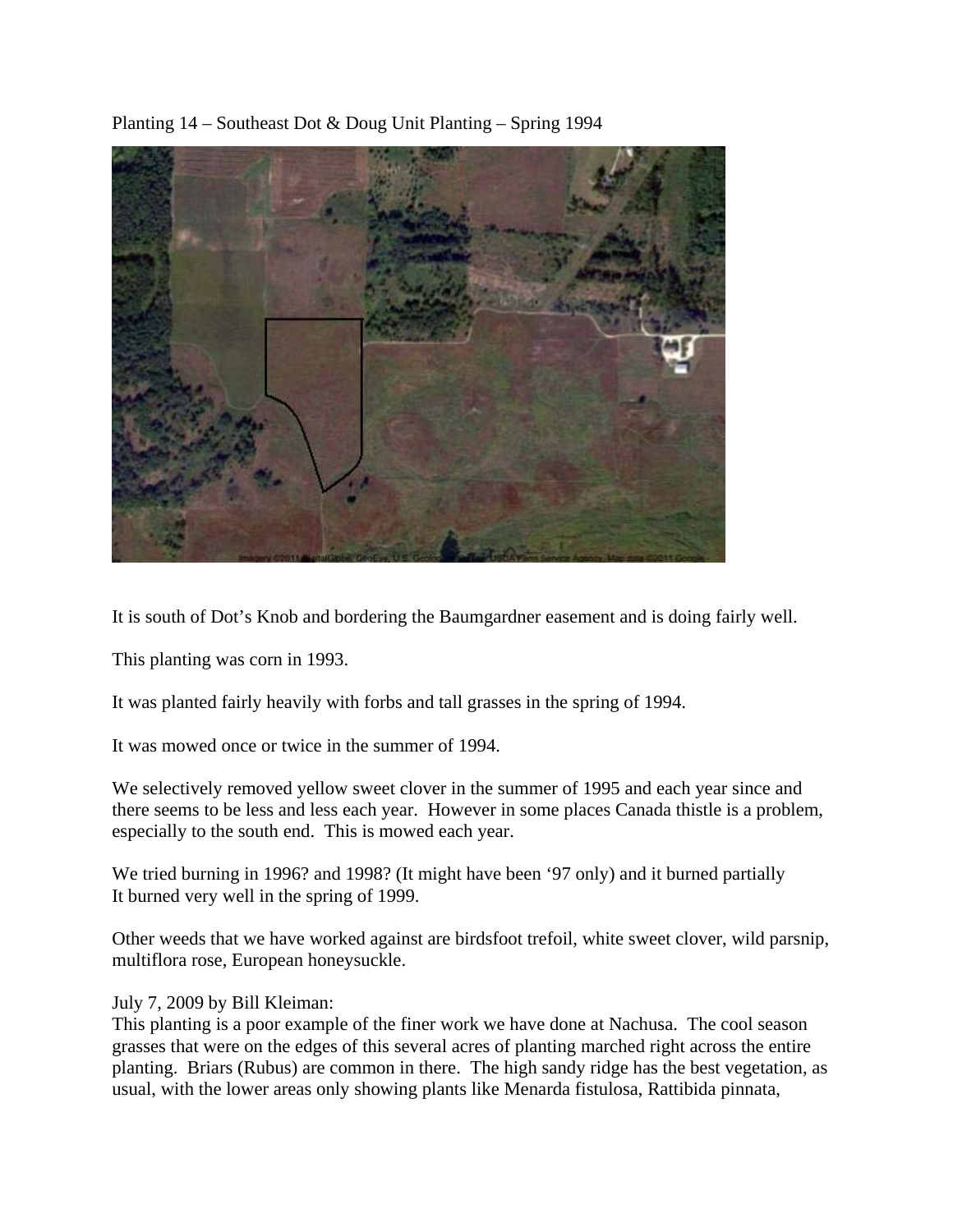Planting 14 – Southeast Dot & Doug Unit Planting – Spring 1994

It is south of Dot's Knob and bordering the Baumgardner easement and is doing fairly well.

This planting was corn in 1993.

It was planted fairly heavily with forbs and tall grasses in the spring of 1994.

It was mowed once or twice in the summer of 1994.

We selectively removed yellow sweet clover in the summer of 1995 and each year since and there seems to be less and less each year. However in some places Canada thistle is a problem, especially to the south end. This is mowed each year.

We tried burning in 1996? and 1998? (It might have been '97 only) and it burned partially
It burned very well in the spring of 1999.

Other weeds that we have worked against are birdsfoot trefoil, white sweet clover, wild parsnip, multiflora rose, European honeysuckle.

July 7, 2009 by Bill Kleiman:
This planting is a poor example of the finer work we have done at Nachusa. The cool season grasses that were on the edges of this several acres of planting marched right across the entire planting. Briars (Rubus) are common in there. The high sandy ridge has the best vegetation, as usual, with the lower areas only showing plants like Menarda fistulosa, Rattibida pinnata,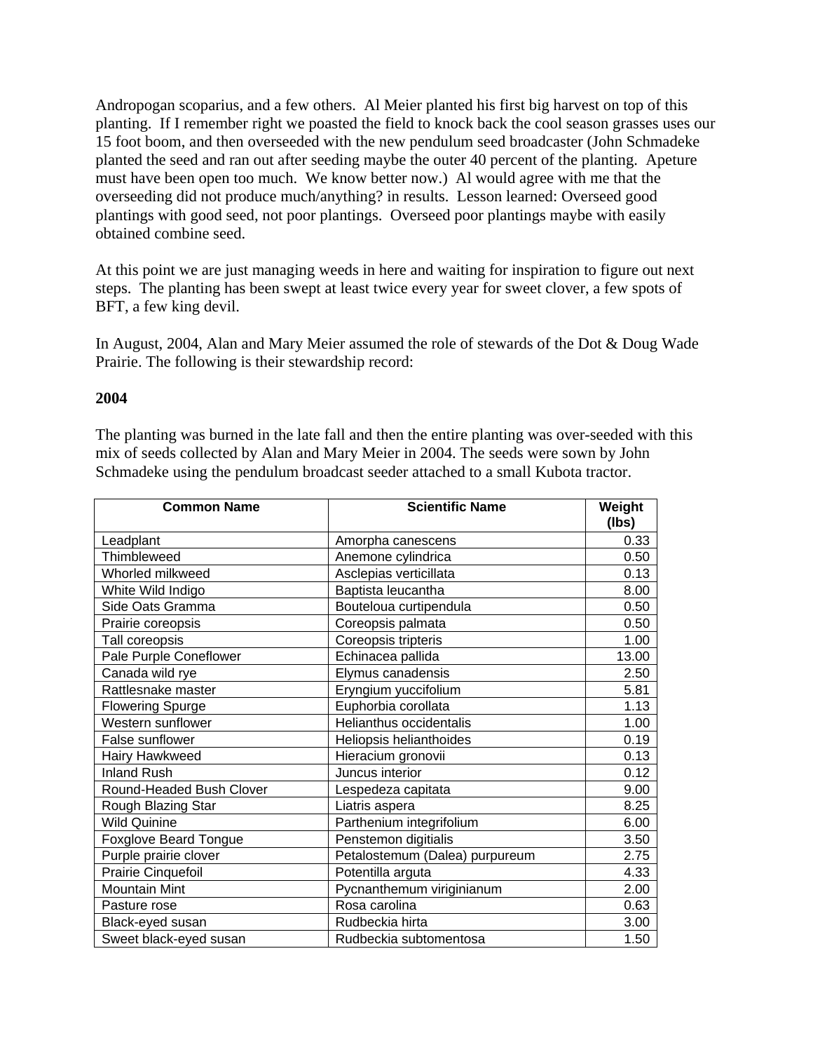Andropogan scoparius, and a few others. Al Meier planted his first big harvest on top of this planting. If I remember right we poasted the field to knock back the cool season grasses uses our 15 foot boom, and then overseeded with the new pendulum seed broadcaster (John Schmadeke planted the seed and ran out after seeding maybe the outer 40 percent of the planting. Apeture must have been open too much. We know better now.) Al would agree with me that the overseeding did not produce much/anything? in results. Lesson learned: Overseed good plantings with good seed, not poor plantings. Overseed poor plantings maybe with easily obtained combine seed.

At this point we are just managing weeds in here and waiting for inspiration to figure out next steps. The planting has been swept at least twice every year for sweet clover, a few spots of BFT, a few king devil.

In August, 2004, Alan and Mary Meier assumed the role of stewards of the Dot & Doug Wade Prairie. The following is their stewardship record:

**2004**

The planting was burned in the late fall and then the entire planting was over-seeded with this mix of seeds collected by Alan and Mary Meier in 2004. The seeds were sown by John Schmadeke using the pendulum broadcast seeder attached to a small Kubota tractor.

| Common Name | Scientific Name | Weight (lbs) |
|---|---|---|
| Leadplant | Amorpha canescens | 0.33 |
| Thimbleweed | Anemone cylindrica | 0.50 |
| Whorled milkweed | Asclepias verticillata | 0.13 |
| White Wild Indigo | Baptista leucantha | 8.00 |
| Side Oats Gramma | Bouteloua curtipendula | 0.50 |
| Prairie coreopsis | Coreopsis palmata | 0.50 |
| Tall coreopsis | Coreopsis tripteris | 1.00 |
| Pale Purple Coneflower | Echinacea pallida | 13.00 |
| Canada wild rye | Elymus canadensis | 2.50 |
| Rattlesnake master | Eryngium yuccifolium | 5.81 |
| Flowering Spurge | Euphorbia corollata | 1.13 |
| Western sunflower | Helianthus occidentalis | 1.00 |
| False sunflower | Heliopsis helianthoides | 0.19 |
| Hairy Hawkweed | Hieracium gronovii | 0.13 |
| Inland Rush | Juncus interior | 0.12 |
| Round-Headed Bush Clover | Lespedeza capitata | 9.00 |
| Rough Blazing Star | Liatris aspera | 8.25 |
| Wild Quinine | Parthenium integrifolium | 6.00 |
| Foxglove Beard Tongue | Penstemon digitialis | 3.50 |
| Purple prairie clover | Petalostemum (Dalea) purpureum | 2.75 |
| Prairie Cinquefoil | Potentilla arguta | 4.33 |
| Mountain Mint | Pycnanthemum viriginianum | 2.00 |
| Pasture rose | Rosa carolina | 0.63 |
| Black-eyed susan | Rudbeckia hirta | 3.00 |
| Sweet black-eyed susan | Rudbeckia subtomentosa | 1.50 |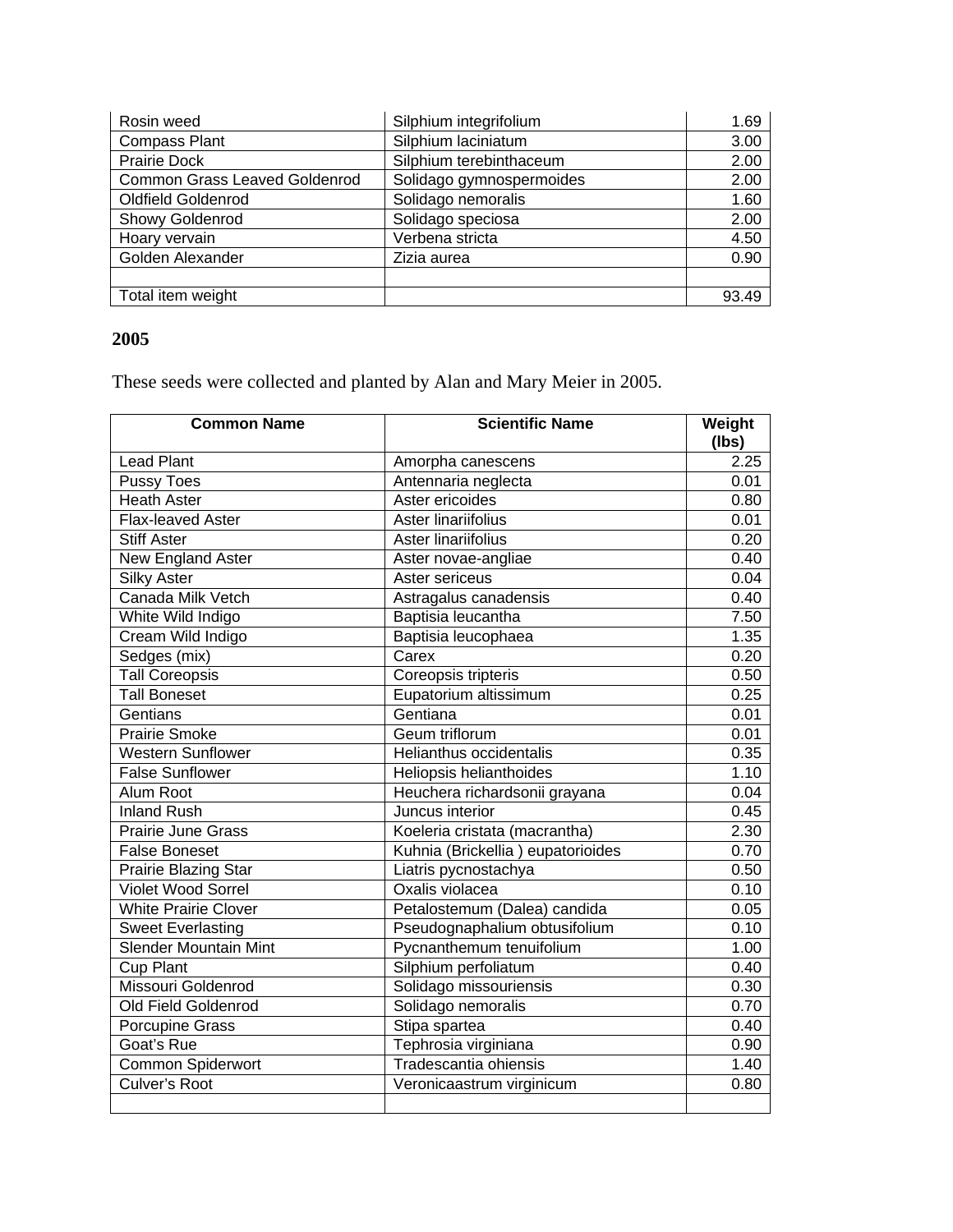| | | |
|---|---|---|
| Rosin weed | Silphium integrifolium | 1.69 |
| Compass Plant | Silphium laciniatum | 3.00 |
| Prairie Dock | Silphium terebinthaceum | 2.00 |
| Common Grass Leaved Goldenrod | Solidago gymnospermoides | 2.00 |
| Oldfield Goldenrod | Solidago nemoralis | 1.60 |
| Showy Goldenrod | Solidago speciosa | 2.00 |
| Hoary vervain | Verbena stricta | 4.50 |
| Golden Alexander | Zizia aurea | 0.90 |
| | | |
| Total item weight | | 93.49 |

**2005**

These seeds were collected and planted by Alan and Mary Meier in 2005.

| Common Name | Scientific Name | Weight (lbs) |
|---|---|---|
| Lead Plant | Amorpha canescens | 2.25 |
| Pussy Toes | Antennaria neglecta | 0.01 |
| Heath Aster | Aster ericoides | 0.80 |
| Flax-leaved Aster | Aster linariifolius | 0.01 |
| Stiff Aster | Aster linariifolius | 0.20 |
| New England Aster | Aster novae-angliae | 0.40 |
| Silky Aster | Aster sericeus | 0.04 |
| Canada Milk Vetch | Astragalus canadensis | 0.40 |
| White Wild Indigo | Baptisia leucantha | 7.50 |
| Cream Wild Indigo | Baptisia leucophaea | 1.35 |
| Sedges (mix) | Carex | 0.20 |
| Tall Coreopsis | Coreopsis tripteris | 0.50 |
| Tall Boneset | Eupatorium altissimum | 0.25 |
| Gentians | Gentiana | 0.01 |
| Prairie Smoke | Geum triflorum | 0.01 |
| Western Sunflower | Helianthus occidentalis | 0.35 |
| False Sunflower | Heliopsis helianthoides | 1.10 |
| Alum Root | Heuchera richardsonii grayana | 0.04 |
| Inland Rush | Juncus interior | 0.45 |
| Prairie June Grass | Koeleria cristata (macrantha) | 2.30 |
| False Boneset | Kuhnia (Brickellia ) eupatorioides | 0.70 |
| Prairie Blazing Star | Liatris pycnostachya | 0.50 |
| Violet Wood Sorrel | Oxalis violacea | 0.10 |
| White Prairie Clover | Petalostemum (Dalea) candida | 0.05 |
| Sweet Everlasting | Pseudognaphalium obtusifolium | 0.10 |
| Slender Mountain Mint | Pycnanthemum tenuifolium | 1.00 |
| Cup Plant | Silphium perfoliatum | 0.40 |
| Missouri Goldenrod | Solidago missouriensis | 0.30 |
| Old Field Goldenrod | Solidago nemoralis | 0.70 |
| Porcupine Grass | Stipa spartea | 0.40 |
| Goat's Rue | Tephrosia virginiana | 0.90 |
| Common Spiderwort | Tradescantia ohiensis | 1.40 |
| Culver's Root | Veronicaastrum virginicum | 0.80 |
| | | |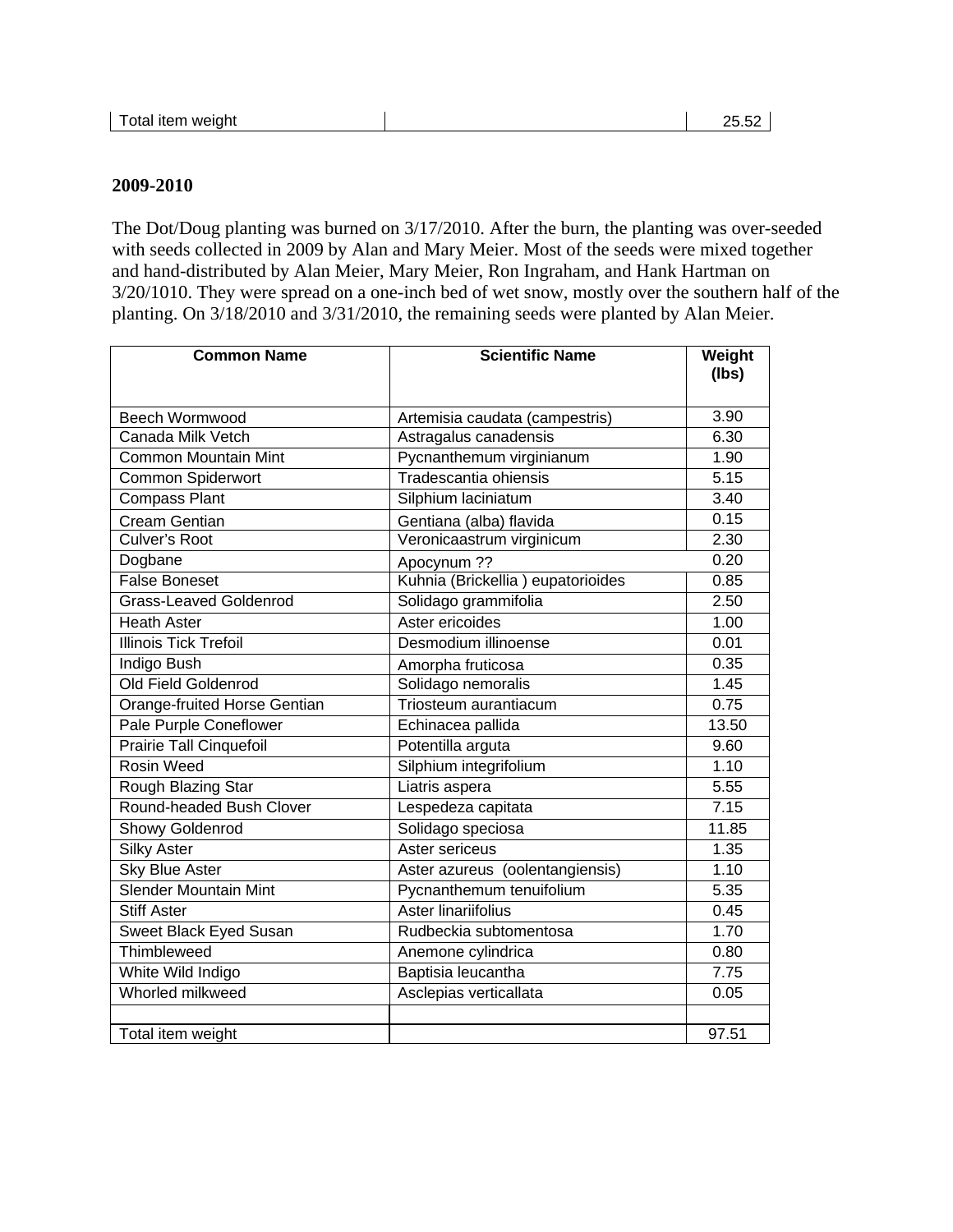| Total item weight | | 25.52 |
|---|---|---|

**2009-2010**

The Dot/Doug planting was burned on 3/17/2010. After the burn, the planting was over-seeded with seeds collected in 2009 by Alan and Mary Meier. Most of the seeds were mixed together and hand-distributed by Alan Meier, Mary Meier, Ron Ingraham, and Hank Hartman on 3/20/1010. They were spread on a one-inch bed of wet snow, mostly over the southern half of the planting. On 3/18/2010 and 3/31/2010, the remaining seeds were planted by Alan Meier.

| Common Name | Scientific Name | Weight (lbs) |
|---|---|---|
| Beech Wormwood | Artemisia caudata (campestris) | 3.90 |
| Canada Milk Vetch | Astragalus canadensis | 6.30 |
| Common Mountain Mint | Pycnanthemum virginianum | 1.90 |
| Common Spiderwort | Tradescantia ohiensis | 5.15 |
| Compass Plant | Silphium laciniatum | 3.40 |
| Cream Gentian | Gentiana (alba) flavida | 0.15 |
| Culver's Root | Veronicaastrum virginicum | 2.30 |
| Dogbane | Apocynum ?? | 0.20 |
| False Boneset | Kuhnia (Brickellia ) eupatorioides | 0.85 |
| Grass-Leaved Goldenrod | Solidago grammifolia | 2.50 |
| Heath Aster | Aster ericoides | 1.00 |
| Illinois Tick Trefoil | Desmodium illinoense | 0.01 |
| Indigo Bush | Amorpha fruticosa | 0.35 |
| Old Field Goldenrod | Solidago nemoralis | 1.45 |
| Orange-fruited Horse Gentian | Triosteum aurantiacum | 0.75 |
| Pale Purple Coneflower | Echinacea pallida | 13.50 |
| Prairie Tall Cinquefoil | Potentilla arguta | 9.60 |
| Rosin Weed | Silphium integrifolium | 1.10 |
| Rough Blazing Star | Liatris aspera | 5.55 |
| Round-headed Bush Clover | Lespedeza capitata | 7.15 |
| Showy Goldenrod | Solidago speciosa | 11.85 |
| Silky Aster | Aster sericeus | 1.35 |
| Sky Blue Aster | Aster azureus (oolentangiensis) | 1.10 |
| Slender Mountain Mint | Pycnanthemum tenuifolium | 5.35 |
| Stiff Aster | Aster linariifolius | 0.45 |
| Sweet Black Eyed Susan | Rudbeckia subtomentosa | 1.70 |
| Thimbleweed | Anemone cylindrica | 0.80 |
| White Wild Indigo | Baptisia leucantha | 7.75 |
| Whorled milkweed | Asclepias verticallata | 0.05 |
| | | |
| Total item weight | | 97.51 |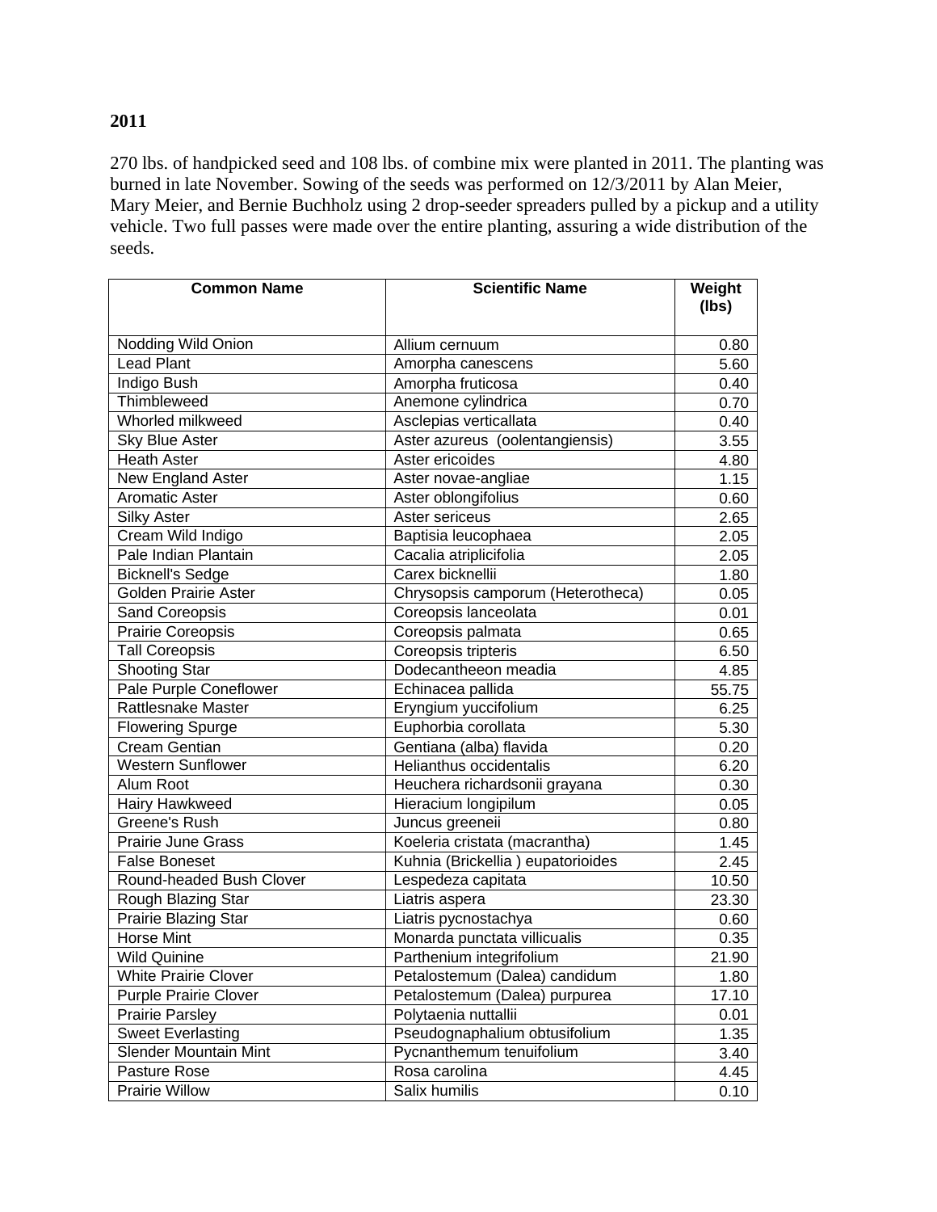**2011**

270 lbs. of handpicked seed and 108 lbs. of combine mix were planted in 2011. The planting was burned in late November. Sowing of the seeds was performed on 12/3/2011 by Alan Meier, Mary Meier, and Bernie Buchholz using 2 drop-seeder spreaders pulled by a pickup and a utility vehicle. Two full passes were made over the entire planting, assuring a wide distribution of the seeds.

| Common Name | Scientific Name | Weight (lbs) |
|---|---|---|
| Nodding Wild Onion | Allium cernuum | 0.80 |
| Lead Plant | Amorpha canescens | 5.60 |
| Indigo Bush | Amorpha fruticosa | 0.40 |
| Thimbleweed | Anemone cylindrica | 0.70 |
| Whorled milkweed | Asclepias verticallata | 0.40 |
| Sky Blue Aster | Aster azureus (oolentangiensis) | 3.55 |
| Heath Aster | Aster ericoides | 4.80 |
| New England Aster | Aster novae-angliae | 1.15 |
| Aromatic Aster | Aster oblongifolius | 0.60 |
| Silky Aster | Aster sericeus | 2.65 |
| Cream Wild Indigo | Baptisia leucophaea | 2.05 |
| Pale Indian Plantain | Cacalia atriplicifolia | 2.05 |
| Bicknell's Sedge | Carex bicknellii | 1.80 |
| Golden Prairie Aster | Chrysopsis camporum (Heterotheca) | 0.05 |
| Sand Coreopsis | Coreopsis lanceolata | 0.01 |
| Prairie Coreopsis | Coreopsis palmata | 0.65 |
| Tall Coreopsis | Coreopsis tripteris | 6.50 |
| Shooting Star | Dodecantheeon meadia | 4.85 |
| Pale Purple Coneflower | Echinacea pallida | 55.75 |
| Rattlesnake Master | Eryngium yuccifolium | 6.25 |
| Flowering Spurge | Euphorbia corollata | 5.30 |
| Cream Gentian | Gentiana (alba) flavida | 0.20 |
| Western Sunflower | Helianthus occidentalis | 6.20 |
| Alum Root | Heuchera richardsonii grayana | 0.30 |
| Hairy Hawkweed | Hieracium longipilum | 0.05 |
| Greene's Rush | Juncus greeneii | 0.80 |
| Prairie June Grass | Koeleria cristata (macrantha) | 1.45 |
| False Boneset | Kuhnia (Brickellia ) eupatorioides | 2.45 |
| Round-headed Bush Clover | Lespedeza capitata | 10.50 |
| Rough Blazing Star | Liatris aspera | 23.30 |
| Prairie Blazing Star | Liatris pycnostachya | 0.60 |
| Horse Mint | Monarda punctata villicualis | 0.35 |
| Wild Quinine | Parthenium integrifolium | 21.90 |
| White Prairie Clover | Petalostemum (Dalea) candidum | 1.80 |
| Purple Prairie Clover | Petalostemum (Dalea) purpurea | 17.10 |
| Prairie Parsley | Polytaenia nuttallii | 0.01 |
| Sweet Everlasting | Pseudognaphalium obtusifolium | 1.35 |
| Slender Mountain Mint | Pycnanthemum tenuifolium | 3.40 |
| Pasture Rose | Rosa carolina | 4.45 |
| Prairie Willow | Salix humilis | 0.10 |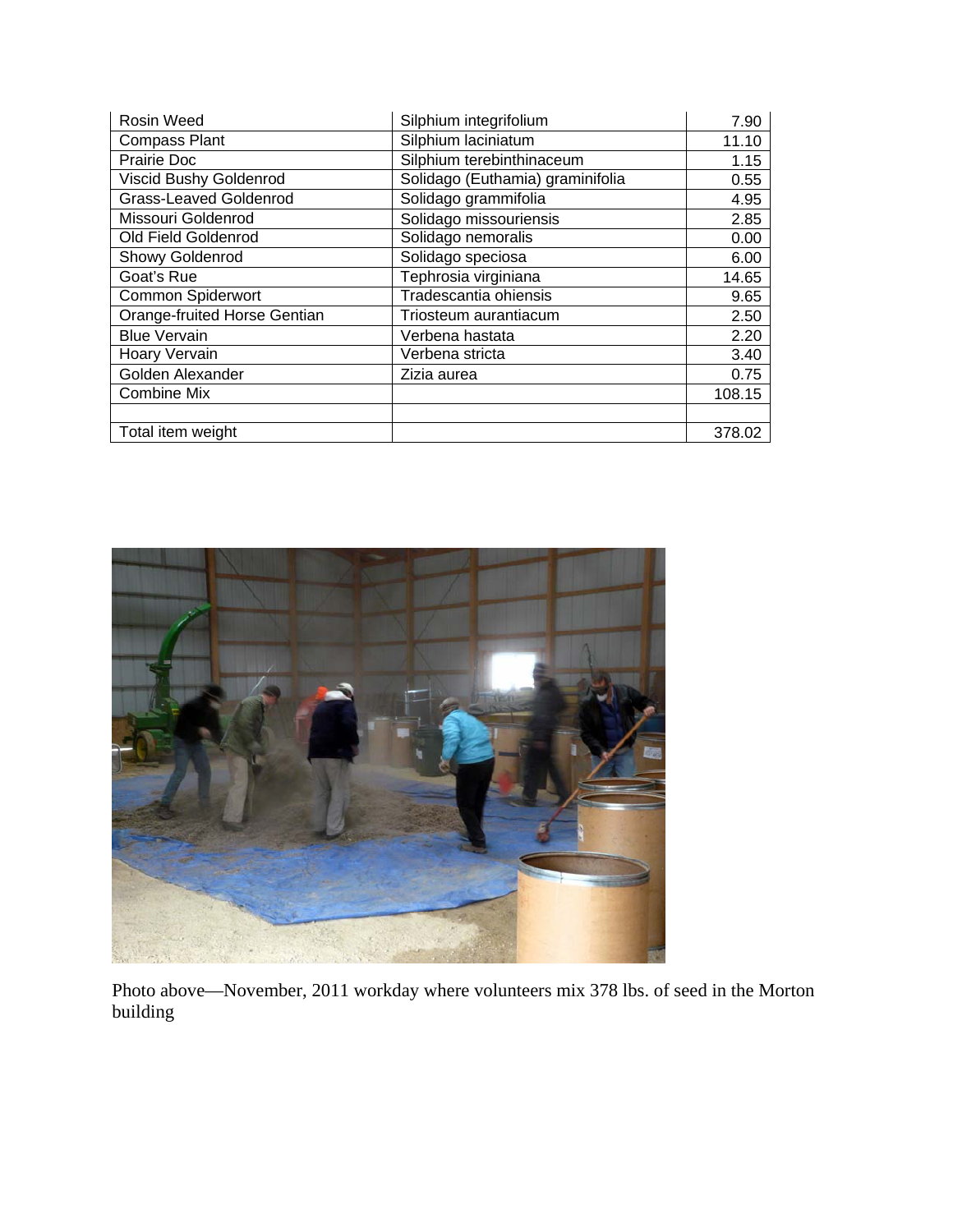| | | |
|---|---|---|
| Rosin Weed | Silphium integrifolium | 7.90 |
| Compass Plant | Silphium laciniatum | 11.10 |
| Prairie Doc | Silphium terebinthinaceum | 1.15 |
| Viscid Bushy Goldenrod | Solidago (Euthamia) graminifolia | 0.55 |
| Grass-Leaved Goldenrod | Solidago grammifolia | 4.95 |
| Missouri Goldenrod | Solidago missouriensis | 2.85 |
| Old Field Goldenrod | Solidago nemoralis | 0.00 |
| Showy Goldenrod | Solidago speciosa | 6.00 |
| Goat's Rue | Tephrosia virginiana | 14.65 |
| Common Spiderwort | Tradescantia ohiensis | 9.65 |
| Orange-fruited Horse Gentian | Triosteum aurantiacum | 2.50 |
| Blue Vervain | Verbena hastata | 2.20 |
| Hoary Vervain | Verbena stricta | 3.40 |
| Golden Alexander | Zizia aurea | 0.75 |
| Combine Mix | | 108.15 |
| | | |
| Total item weight | | 378.02 |

Photo above—November, 2011 workday where volunteers mix 378 lbs. of seed in the Morton building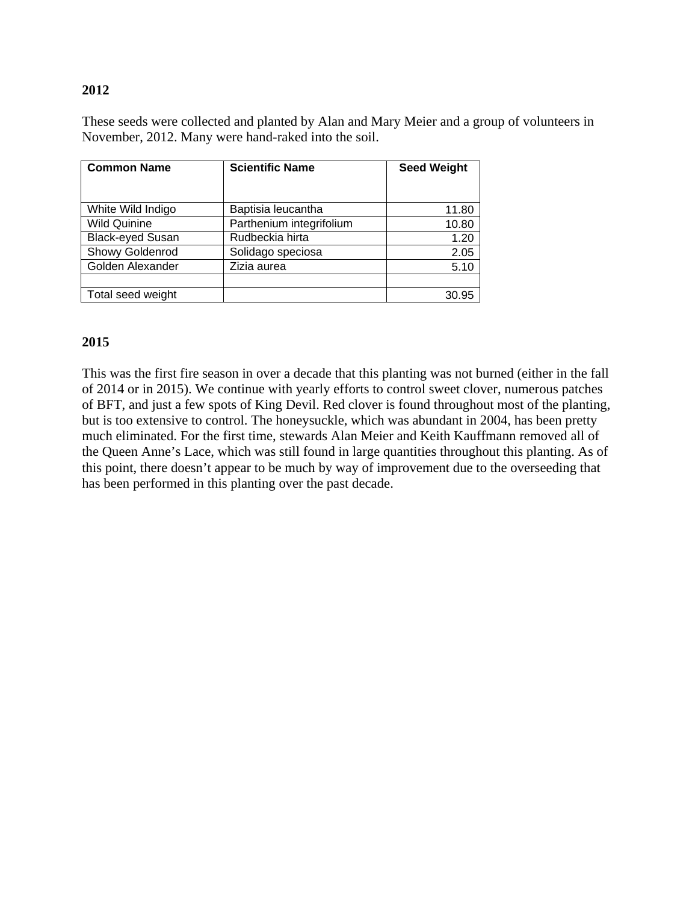**2012**

These seeds were collected and planted by Alan and Mary Meier and a group of volunteers in November, 2012. Many were hand-raked into the soil.

| Common Name | Scientific Name | Seed Weight |
|---|---|---|
| White Wild Indigo | Baptisia leucantha | 11.80 |
| Wild Quinine | Parthenium integrifolium | 10.80 |
| Black-eyed Susan | Rudbeckia hirta | 1.20 |
| Showy Goldenrod | Solidago speciosa | 2.05 |
| Golden Alexander | Zizia aurea | 5.10 |
| | | |
| Total seed weight | | 30.95 |

**2015**

This was the first fire season in over a decade that this planting was not burned (either in the fall of 2014 or in 2015). We continue with yearly efforts to control sweet clover, numerous patches of BFT, and just a few spots of King Devil. Red clover is found throughout most of the planting, but is too extensive to control. The honeysuckle, which was abundant in 2004, has been pretty much eliminated. For the first time, stewards Alan Meier and Keith Kauffmann removed all of the Queen Anne's Lace, which was still found in large quantities throughout this planting. As of this point, there doesn't appear to be much by way of improvement due to the overseeding that has been performed in this planting over the past decade.